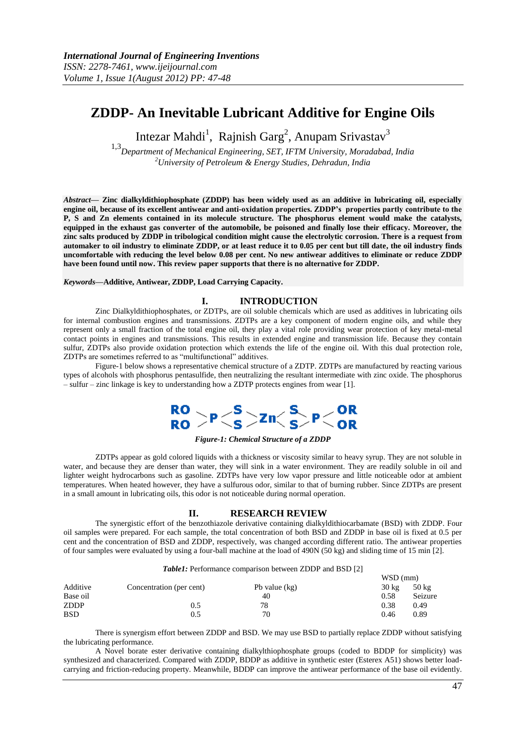# ZDDP- An Inevitable Lubricant Additive for Engine Oils

Intezar Mahdi[1], Rajnish Garg[2], Anupam Srivastav[3]

[1,3]*Department of Mechanical Engineering, SET, IFTM University, Moradabad, India*
[2]*University of Petroleum & Energy Studies, Dehradun, India*

***Abstract*— Zinc dialkyldithiophosphate (ZDDP) has been widely used as an additive in lubricating oil, especially engine oil, because of its excellent antiwear and anti-oxidation properties. ZDDP's properties partly contribute to the P, S and Zn elements contained in its molecule structure. The phosphorus element would make the catalysts, equipped in the exhaust gas converter of the automobile, be poisoned and finally lose their efficacy. Moreover, the zinc salts produced by ZDDP in tribological condition might cause the electrolytic corrosion. There is a request from automaker to oil industry to eliminate ZDDP, or at least reduce it to 0.05 per cent but till date, the oil industry finds uncomfortable with reducing the level below 0.08 per cent. No new antiwear additives to eliminate or reduce ZDDP have been found until now. This review paper supports that there is no alternative for ZDDP.**

***Keywords*—Additive, Antiwear, ZDDP, Load Carrying Capacity.**

## I. INTRODUCTION

Zinc Dialkyldithiophosphates, or ZDTPs, are oil soluble chemicals which are used as additives in lubricating oils for internal combustion engines and transmissions. ZDTPs are a key component of modern engine oils, and while they represent only a small fraction of the total engine oil, they play a vital role providing wear protection of key metal-metal contact points in engines and transmissions. This results in extended engine and transmission life. Because they contain sulfur, ZDTPs also provide oxidation protection which extends the life of the engine oil. With this dual protection role, ZDTPs are sometimes referred to as "multifunctional" additives.

Figure-1 below shows a representative chemical structure of a ZDTP. ZDTPs are manufactured by reacting various types of alcohols with phosphorus pentasulfide, then neutralizing the resultant intermediate with zinc oxide. The phosphorus – sulfur – zinc linkage is key to understanding how a ZDTP protects engines from wear [1].

*Figure-1: Chemical Structure of a ZDDP*

ZDTPs appear as gold colored liquids with a thickness or viscosity similar to heavy syrup. They are not soluble in water, and because they are denser than water, they will sink in a water environment. They are readily soluble in oil and lighter weight hydrocarbons such as gasoline. ZDTPs have very low vapor pressure and little noticeable odor at ambient temperatures. When heated however, they have a sulfurous odor, similar to that of burning rubber. Since ZDTPs are present in a small amount in lubricating oils, this odor is not noticeable during normal operation.

## II. RESEARCH REVIEW

The synergistic effort of the benzothiazole derivative containing dialkyldithiocarbamate (BSD) with ZDDP. Four oil samples were prepared. For each sample, the total concentration of both BSD and ZDDP in base oil is fixed at 0.5 per cent and the concentration of BSD and ZDDP, respectively, was changed according different ratio. The antiwear properties of four samples were evaluated by using a four-ball machine at the load of 490N (50 kg) and sliding time of 15 min [2].

***Table1:*** Performance comparison between ZDDP and BSD [2]

| Additive | Concentration (per cent) | Pb value (kg) | WSD (mm) | |
|---|---|---|---|---|
| | | | 30 kg | 50 kg |
| Base oil | | 40 | 0.58 | Seizure |
| ZDDP | 0.5 | 78 | 0.38 | 0.49 |
| BSD | 0.5 | 70 | 0.46 | 0.89 |

There is synergism effort between ZDDP and BSD. We may use BSD to partially replace ZDDP without satisfying the lubricating performance.

A Novel borate ester derivative containing dialkylthiophosphate groups (coded to BDDP for simplicity) was synthesized and characterized. Compared with ZDDP, BDDP as additive in synthetic ester (Esterex A51) shows better load-carrying and friction-reducing property. Meanwhile, BDDP can improve the antiwear performance of the base oil evidently.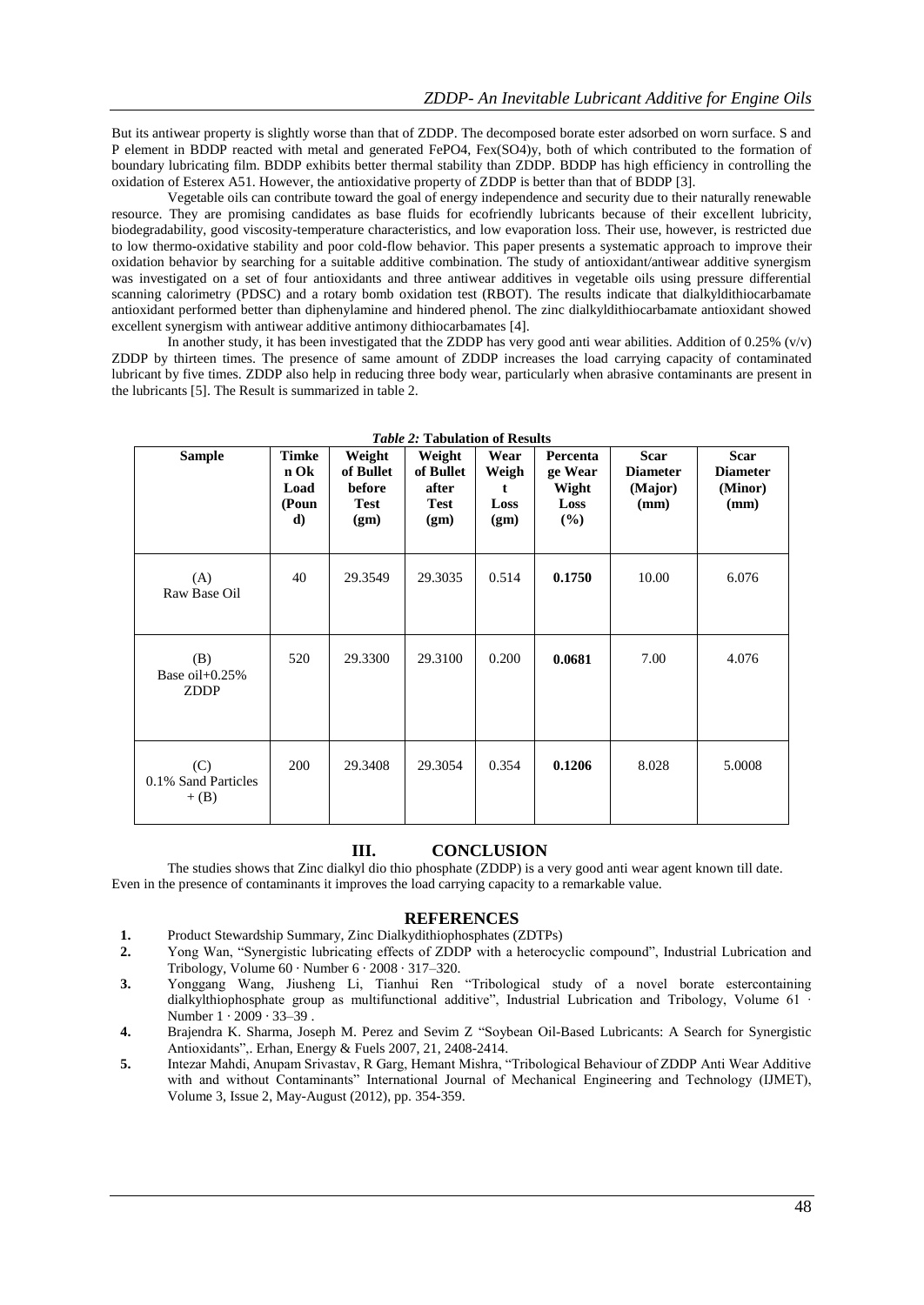But its antiwear property is slightly worse than that of ZDDP. The decomposed borate ester adsorbed on worn surface. S and P element in BDDP reacted with metal and generated $FePO_4$, $Fe_x(SO_4)_y$, both of which contributed to the formation of boundary lubricating film. BDDP exhibits better thermal stability than ZDDP. BDDP has high efficiency in controlling the oxidation of Esterex A51. However, the antioxidative property of ZDDP is better than that of BDDP [3].

Vegetable oils can contribute toward the goal of energy independence and security due to their naturally renewable resource. They are promising candidates as base fluids for ecofriendly lubricants because of their excellent lubricity, biodegradability, good viscosity-temperature characteristics, and low evaporation loss. Their use, however, is restricted due to low thermo-oxidative stability and poor cold-flow behavior. This paper presents a systematic approach to improve their oxidation behavior by searching for a suitable additive combination. The study of antioxidant/antiwear additive synergism was investigated on a set of four antioxidants and three antiwear additives in vegetable oils using pressure differential scanning calorimetry (PDSC) and a rotary bomb oxidation test (RBOT). The results indicate that dialkyldithiocarbamate antioxidant performed better than diphenylamine and hindered phenol. The zinc dialkyldithiocarbamate antioxidant showed excellent synergism with antiwear additive antimony dithiocarbamates [4].

In another study, it has been investigated that the ZDDP has very good anti wear abilities. Addition of 0.25% (v/v) ZDDP by thirteen times. The presence of same amount of ZDDP increases the load carrying capacity of contaminated lubricant by five times. ZDDP also help in reducing three body wear, particularly when abrasive contaminants are present in the lubricants [5]. The Result is summarized in table 2.

*Table 2:* **Tabulation of Results**

| Sample | Timken Ok Load (Pound) | Weight of Bullet before Test (gm) | Weight of Bullet after Test (gm) | Weight Loss (gm) | Percentage Wear Wight Loss (%) | Scar Diameter (Major) (mm) | Scar Diameter (Minor) (mm) |
|---|---|---|---|---|---|---|---|
| (A) Raw Base Oil | 40 | 29.3549 | 29.3035 | 0.514 | **0.1750** | 10.00 | 6.076 |
| (B) Base oil+0.25% ZDDP | 520 | 29.3300 | 29.3100 | 0.200 | **0.0681** | 7.00 | 4.076 |
| (C) 0.1% Sand Particles + (B) | 200 | 29.3408 | 29.3054 | 0.354 | **0.1206** | 8.028 | 5.0008 |

## III. CONCLUSION

The studies shows that Zinc dialkyl dio thio phosphate (ZDDP) is a very good anti wear agent known till date. Even in the presence of contaminants it improves the load carrying capacity to a remarkable value.

## REFERENCES

1. Product Stewardship Summary, Zinc Dialkydithiophosphates (ZDTPs)
2. Yong Wan, "Synergistic lubricating effects of ZDDP with a heterocyclic compound", Industrial Lubrication and Tribology, Volume 60 · Number 6 · 2008 · 317–320.
3. Yonggang Wang, Jiusheng Li, Tianhui Ren "Tribological study of a novel borate estercontaining dialkylthiophosphate group as multifunctional additive", Industrial Lubrication and Tribology, Volume 61 · Number 1 · 2009 · 33–39 .
4. Brajendra K. Sharma, Joseph M. Perez and Sevim Z "Soybean Oil-Based Lubricants: A Search for Synergistic Antioxidants",. Erhan, Energy & Fuels 2007, 21, 2408-2414.
5. Intezar Mahdi, Anupam Srivastav, R Garg, Hemant Mishra, "Tribological Behaviour of ZDDP Anti Wear Additive with and without Contaminants" International Journal of Mechanical Engineering and Technology (IJMET), Volume 3, Issue 2, May-August (2012), pp. 354-359.